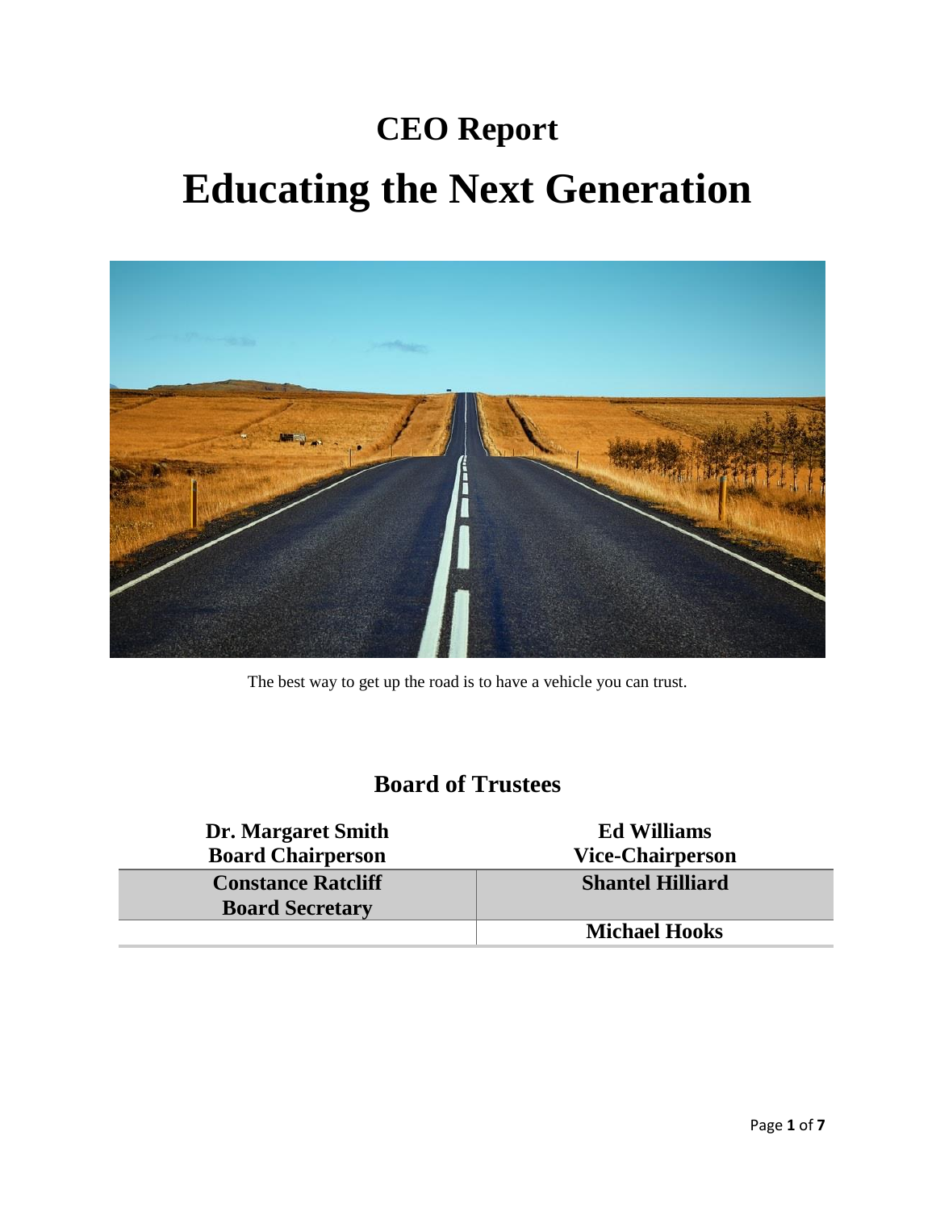# CEO Report

# Educating the Next Generation

The best way to get up the road is to have a vehicle you can trust.

## Board of Trustees

| Dr. Margaret Smith<br>Board Chairperson | Ed Williams<br>Vice-Chairperson |
|---|---|
| **Constance Ratcliff**<br>**Board Secretary** | **Shantel Hilliard** |
| | **Michael Hooks** |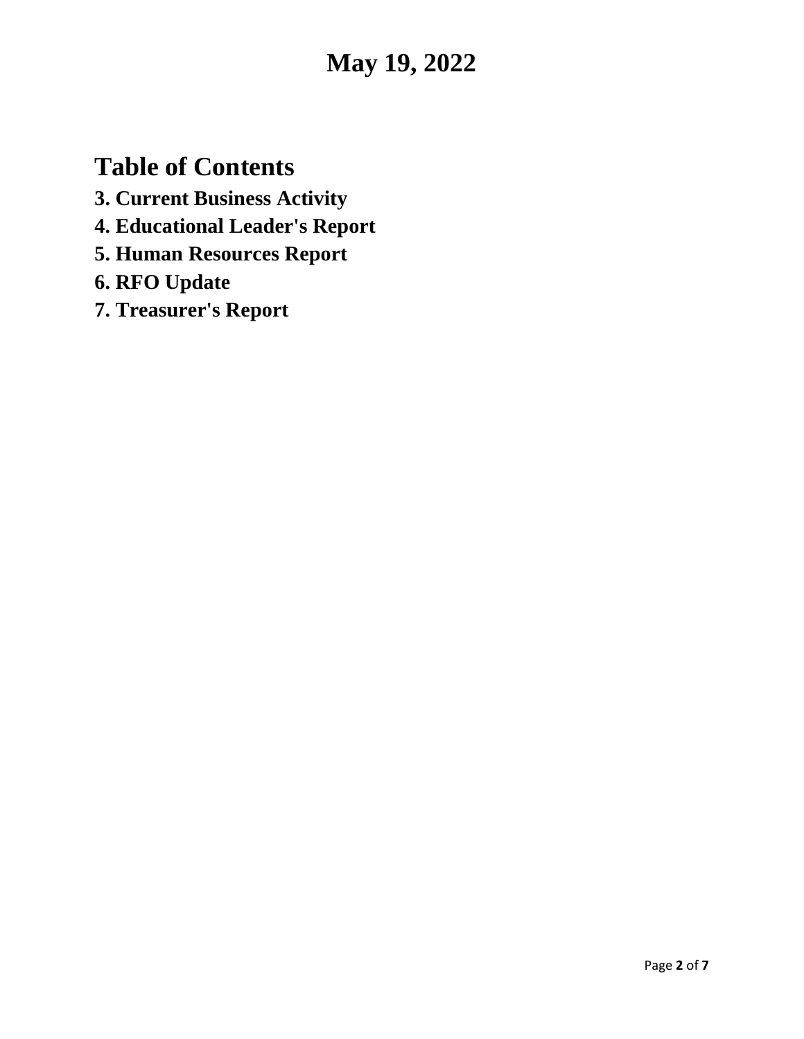# May 19, 2022

## Table of Contents

**3. Current Business Activity**

**4. Educational Leader's Report**

**5. Human Resources Report**

**6. RFO Update**

**7. Treasurer's Report**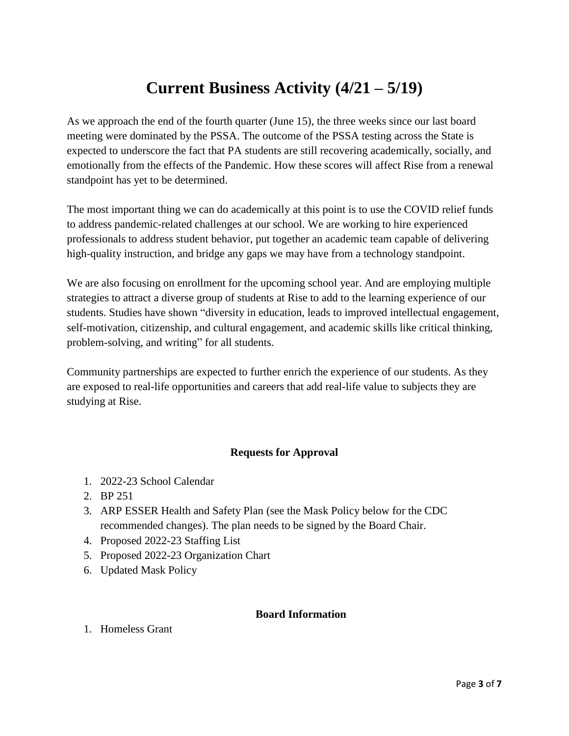# Current Business Activity (4/21 – 5/19)

As we approach the end of the fourth quarter (June 15), the three weeks since our last board meeting were dominated by the PSSA. The outcome of the PSSA testing across the State is expected to underscore the fact that PA students are still recovering academically, socially, and emotionally from the effects of the Pandemic. How these scores will affect Rise from a renewal standpoint has yet to be determined.

The most important thing we can do academically at this point is to use the COVID relief funds to address pandemic-related challenges at our school. We are working to hire experienced professionals to address student behavior, put together an academic team capable of delivering high-quality instruction, and bridge any gaps we may have from a technology standpoint.

We are also focusing on enrollment for the upcoming school year. And are employing multiple strategies to attract a diverse group of students at Rise to add to the learning experience of our students. Studies have shown "diversity in education, leads to improved intellectual engagement, self-motivation, citizenship, and cultural engagement, and academic skills like critical thinking, problem-solving, and writing" for all students.

Community partnerships are expected to further enrich the experience of our students. As they are exposed to real-life opportunities and careers that add real-life value to subjects they are studying at Rise.

### Requests for Approval

1. 2022-23 School Calendar
2. BP 251
3. ARP ESSER Health and Safety Plan (see the Mask Policy below for the CDC recommended changes). The plan needs to be signed by the Board Chair.
4. Proposed 2022-23 Staffing List
5. Proposed 2022-23 Organization Chart
6. Updated Mask Policy

### Board Information

1. Homeless Grant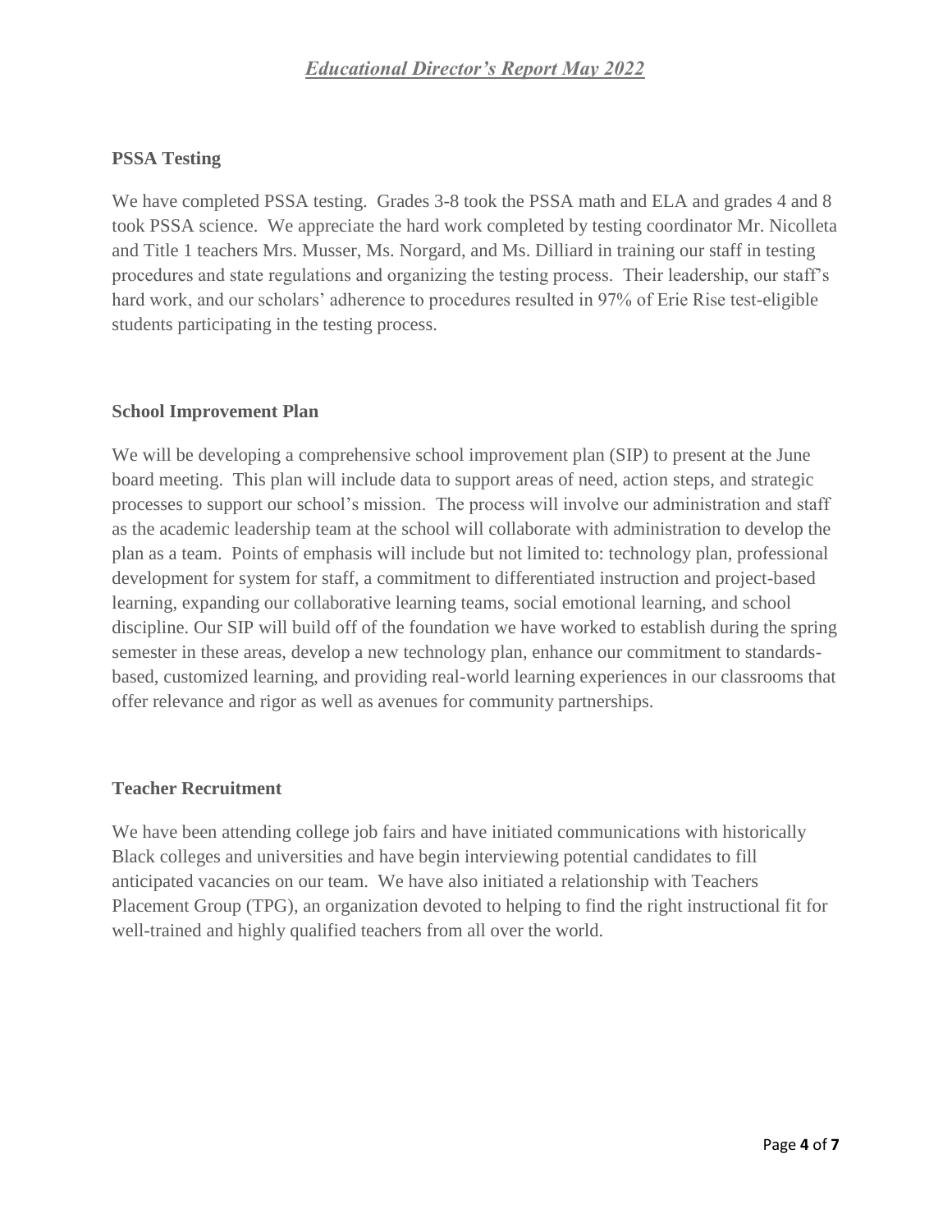# *Educational Director's Report May 2022*

## PSSA Testing

We have completed PSSA testing. Grades 3-8 took the PSSA math and ELA and grades 4 and 8 took PSSA science. We appreciate the hard work completed by testing coordinator Mr. Nicolleta and Title 1 teachers Mrs. Musser, Ms. Norgard, and Ms. Dilliard in training our staff in testing procedures and state regulations and organizing the testing process. Their leadership, our staff's hard work, and our scholars' adherence to procedures resulted in 97% of Erie Rise test-eligible students participating in the testing process.

## School Improvement Plan

We will be developing a comprehensive school improvement plan (SIP) to present at the June board meeting. This plan will include data to support areas of need, action steps, and strategic processes to support our school's mission. The process will involve our administration and staff as the academic leadership team at the school will collaborate with administration to develop the plan as a team. Points of emphasis will include but not limited to: technology plan, professional development for system for staff, a commitment to differentiated instruction and project-based learning, expanding our collaborative learning teams, social emotional learning, and school discipline. Our SIP will build off of the foundation we have worked to establish during the spring semester in these areas, develop a new technology plan, enhance our commitment to standards-based, customized learning, and providing real-world learning experiences in our classrooms that offer relevance and rigor as well as avenues for community partnerships.

## Teacher Recruitment

We have been attending college job fairs and have initiated communications with historically Black colleges and universities and have begin interviewing potential candidates to fill anticipated vacancies on our team. We have also initiated a relationship with Teachers Placement Group (TPG), an organization devoted to helping to find the right instructional fit for well-trained and highly qualified teachers from all over the world.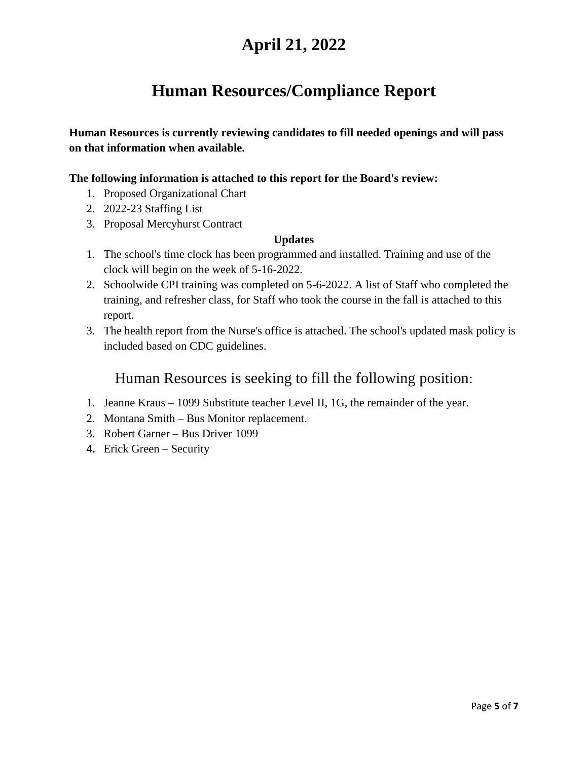# April 21, 2022

# Human Resources/Compliance Report

**Human Resources is currently reviewing candidates to fill needed openings and will pass on that information when available.**

**The following information is attached to this report for the Board's review:**

1. Proposed Organizational Chart
2. 2022-23 Staffing List
3. Proposal Mercyhurst Contract

**Updates**

1. The school's time clock has been programmed and installed. Training and use of the clock will begin on the week of 5-16-2022.
2. Schoolwide CPI training was completed on 5-6-2022. A list of Staff who completed the training, and refresher class, for Staff who took the course in the fall is attached to this report.
3. The health report from the Nurse's office is attached. The school's updated mask policy is included based on CDC guidelines.

## Human Resources is seeking to fill the following position:

1. Jeanne Kraus – 1099 Substitute teacher Level II, 1G, the remainder of the year.
2. Montana Smith – Bus Monitor replacement.
3. Robert Garner – Bus Driver 1099
4. Erick Green – Security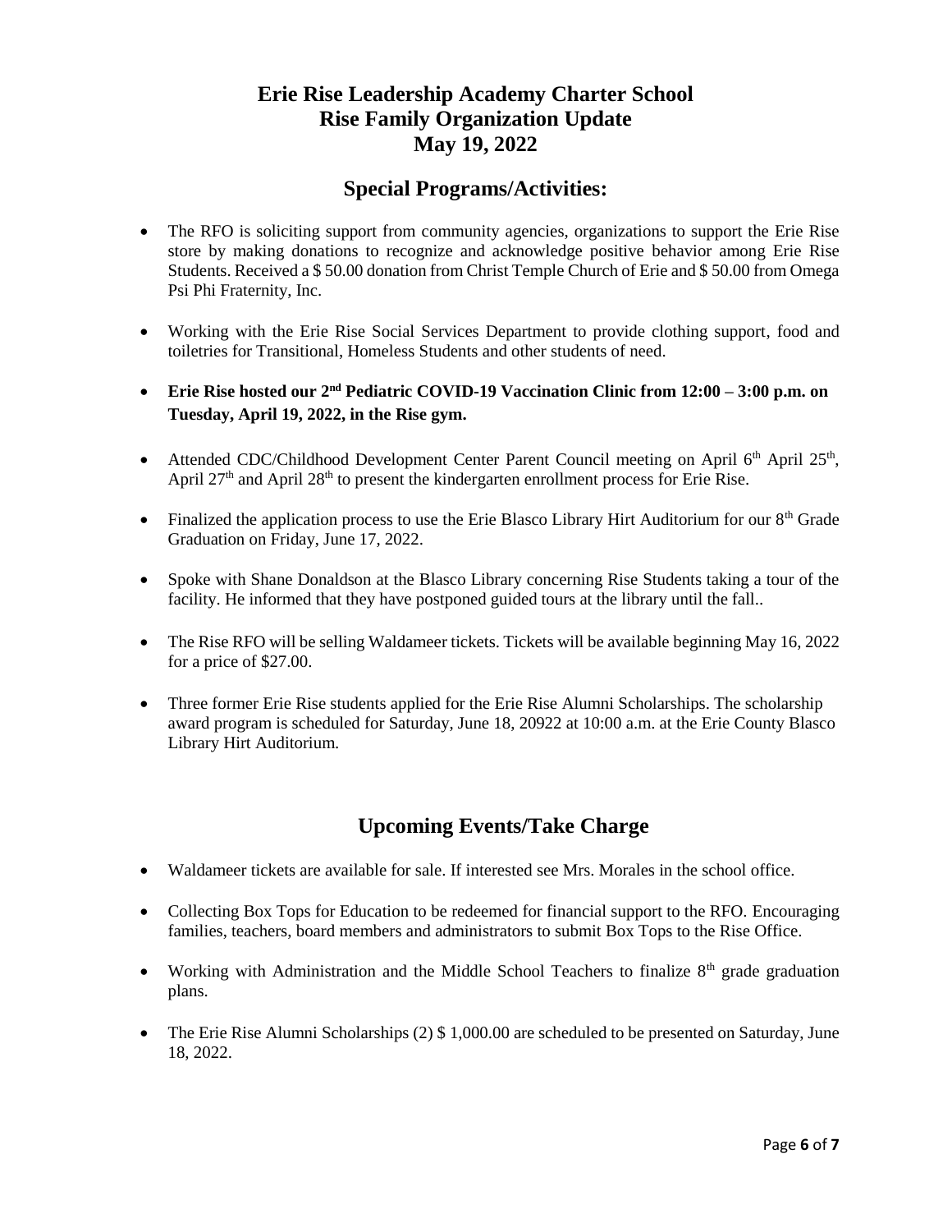# Erie Rise Leadership Academy Charter School
# Rise Family Organization Update
# May 19, 2022

## Special Programs/Activities:

- The RFO is soliciting support from community agencies, organizations to support the Erie Rise store by making donations to recognize and acknowledge positive behavior among Erie Rise Students. Received a $ 50.00 donation from Christ Temple Church of Erie and $ 50.00 from Omega Psi Phi Fraternity, Inc.

- Working with the Erie Rise Social Services Department to provide clothing support, food and toiletries for Transitional, Homeless Students and other students of need.

- **Erie Rise hosted our 2nd Pediatric COVID-19 Vaccination Clinic from 12:00 – 3:00 p.m. on Tuesday, April 19, 2022, in the Rise gym.**

- Attended CDC/Childhood Development Center Parent Council meeting on April 6th April 25th, April 27th and April 28th to present the kindergarten enrollment process for Erie Rise.

- Finalized the application process to use the Erie Blasco Library Hirt Auditorium for our 8th Grade Graduation on Friday, June 17, 2022.

- Spoke with Shane Donaldson at the Blasco Library concerning Rise Students taking a tour of the facility. He informed that they have postponed guided tours at the library until the fall..

- The Rise RFO will be selling Waldameer tickets. Tickets will be available beginning May 16, 2022 for a price of $27.00.

- Three former Erie Rise students applied for the Erie Rise Alumni Scholarships. The scholarship award program is scheduled for Saturday, June 18, 20922 at 10:00 a.m. at the Erie County Blasco Library Hirt Auditorium.

## Upcoming Events/Take Charge

- Waldameer tickets are available for sale. If interested see Mrs. Morales in the school office.

- Collecting Box Tops for Education to be redeemed for financial support to the RFO. Encouraging families, teachers, board members and administrators to submit Box Tops to the Rise Office.

- Working with Administration and the Middle School Teachers to finalize 8th grade graduation plans.

- The Erie Rise Alumni Scholarships (2) $ 1,000.00 are scheduled to be presented on Saturday, June 18, 2022.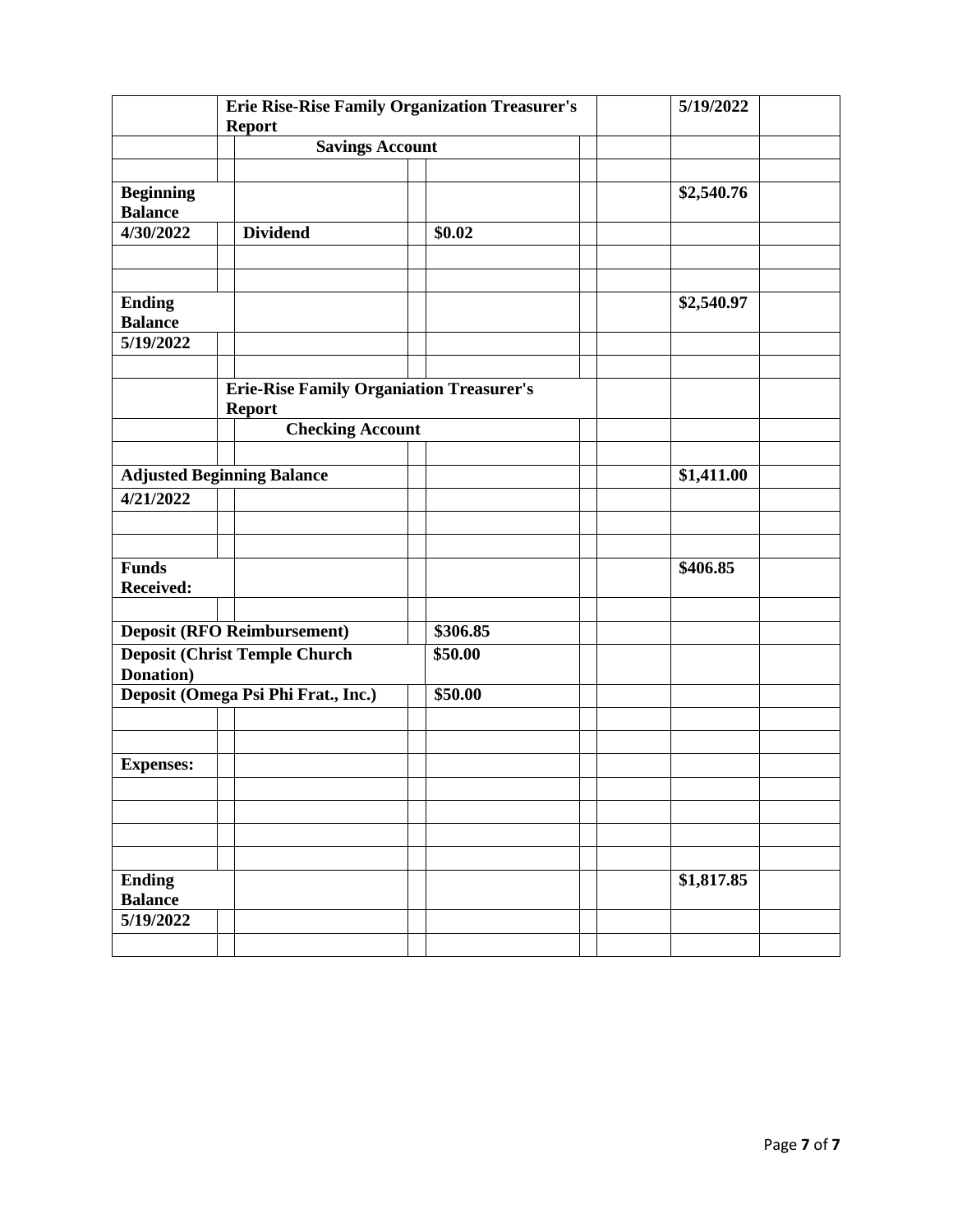| | | | | | | | | |
|---|---|---|---|---|---|---|---|---|
| | **Erie Rise-Rise Family Organization Treasurer's Report** | | | | | | **5/19/2022** | |
| | | **Savings Account** | | | | | | |
| | | | | | | | | |
| **Beginning Balance** | | | | | | | **$2,540.76** | |
| **4/30/2022** | | **Dividend** | | **$0.02** | | | | |
| | | | | | | | | |
| | | | | | | | | |
| **Ending Balance** | | | | | | | **$2,540.97** | |
| **5/19/2022** | | | | | | | | |
| | | | | | | | | |
| | **Erie-Rise Family Organiation Treasurer's Report** | | | | | | | |
| | | **Checking Account** | | | | | | |
| | | | | | | | | |
| **Adjusted Beginning Balance** | | | | | | | **$1,411.00** | |
| **4/21/2022** | | | | | | | | |
| | | | | | | | | |
| | | | | | | | | |
| **Funds Received:** | | | | | | | **$406.85** | |
| | | | | | | | | |
| **Deposit (RFO Reimbursement)** | | | | **$306.85** | | | | |
| **Deposit (Christ Temple Church Donation)** | | | | **$50.00** | | | | |
| **Deposit (Omega Psi Phi Frat., Inc.)** | | | | **$50.00** | | | | |
| | | | | | | | | |
| | | | | | | | | |
| **Expenses:** | | | | | | | | |
| | | | | | | | | |
| | | | | | | | | |
| | | | | | | | | |
| | | | | | | | | |
| **Ending Balance** | | | | | | | **$1,817.85** | |
| **5/19/2022** | | | | | | | | |
| | | | | | | | | |